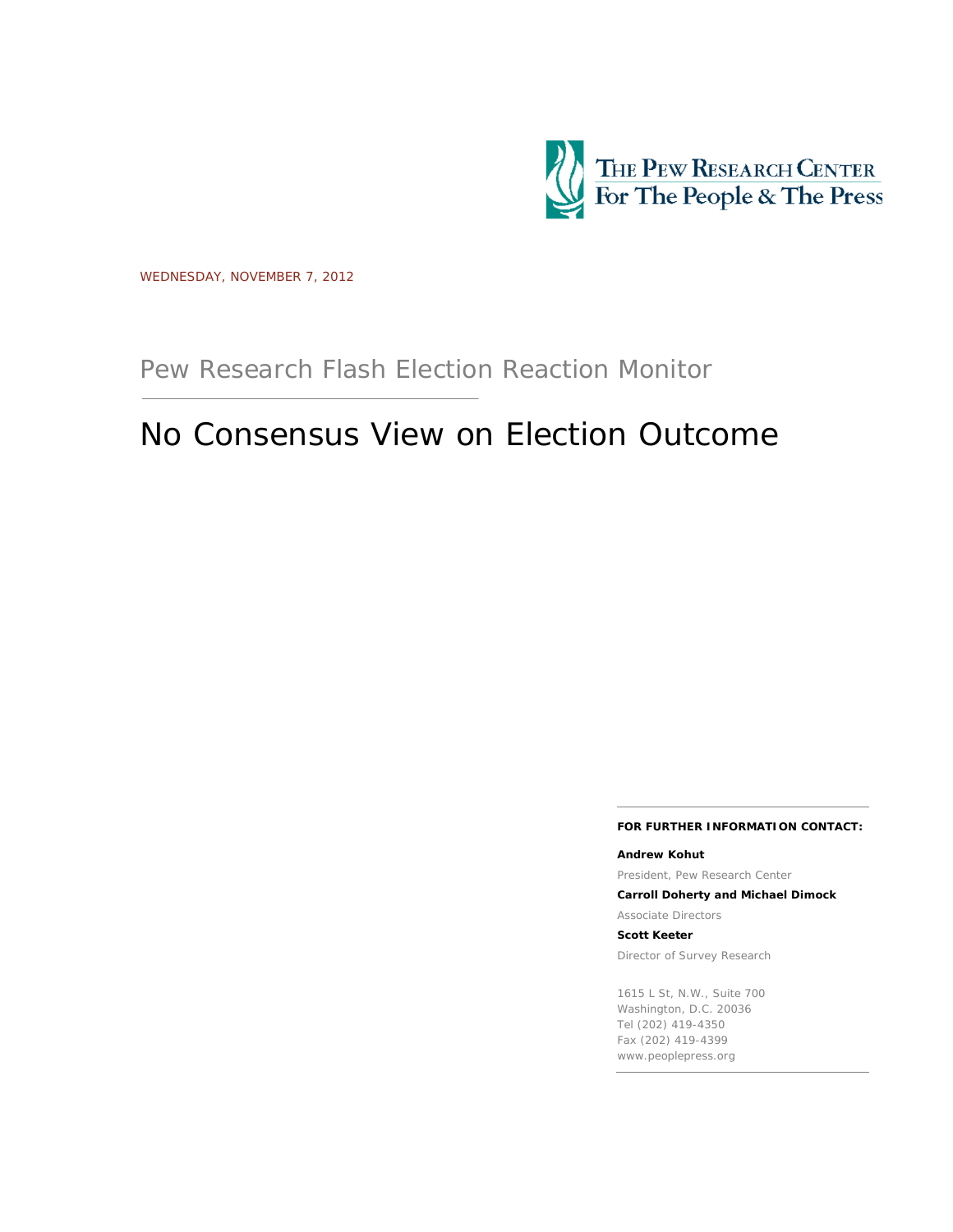THE PEW RESEARCH CENTER
For The People & The Press

WEDNESDAY, NOVEMBER 7, 2012

Pew Research Flash Election Reaction Monitor

# No Consensus View on Election Outcome

**FOR FURTHER INFORMATION CONTACT:**

**Andrew Kohut**

President, Pew Research Center

**Carroll Doherty and Michael Dimock**

Associate Directors

**Scott Keeter**

Director of Survey Research

1615 L St, N.W., Suite 700
Washington, D.C. 20036
Tel (202) 419-4350
Fax (202) 419-4399
www.peoplepress.org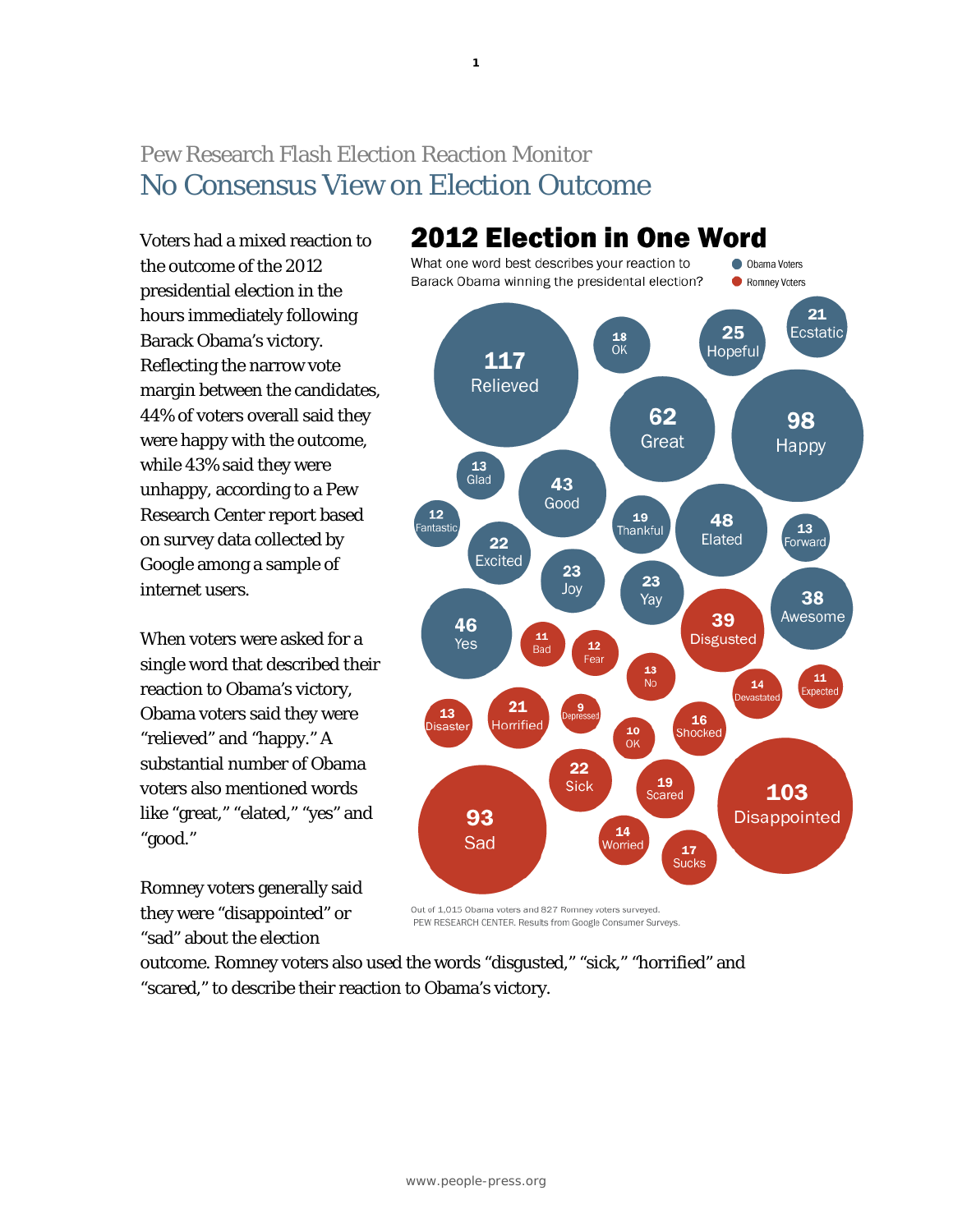Pew Research Flash Election Reaction Monitor

# No Consensus View on Election Outcome

Voters had a mixed reaction to the outcome of the 2012 presidential election in the hours immediately following Barack Obama's victory. Reflecting the narrow vote margin between the candidates, 44% of voters overall said they were happy with the outcome, while 43% said they were unhappy, according to a Pew Research Center report based on survey data collected by Google among a sample of internet users.

When voters were asked for a single word that described their reaction to Obama's victory, Obama voters said they were "relieved" and "happy." A substantial number of Obama voters also mentioned words like "great," "elated," "yes" and "good."

Romney voters generally said they were "disappointed" or "sad" about the election outcome. Romney voters also used the words "disgusted," "sick," "horrified" and "scared," to describe their reaction to Obama's victory.

## 2012 Election in One Word

What one word best describes your reaction to Barack Obama winning the presidential election?

Obama Voters: 117 Relieved, 98 Happy, 62 Great, 48 Elated, 46 Yes, 43 Good, 38 Awesome, 25 Hopeful, 23 Joy, 23 Yay, 22 Excited, 21 Ecstatic, 19 Thankful, 18 OK, 13 Glad, 13 Forward, 12 Fantastic

Romney Voters: 103 Disappointed, 93 Sad, 39 Disgusted, 22 Sick, 21 Horrified, 19 Scared, 17 Sucks, 16 Shocked, 14 Devastated, 14 Worried, 13 Disaster, 13 No, 12 Fear, 11 Bad, 11 Expected, 10 OK, 9 Depressed

Out of 1,015 Obama voters and 827 Romney voters surveyed.
PEW RESEARCH CENTER. Results from Google Consumer Surveys.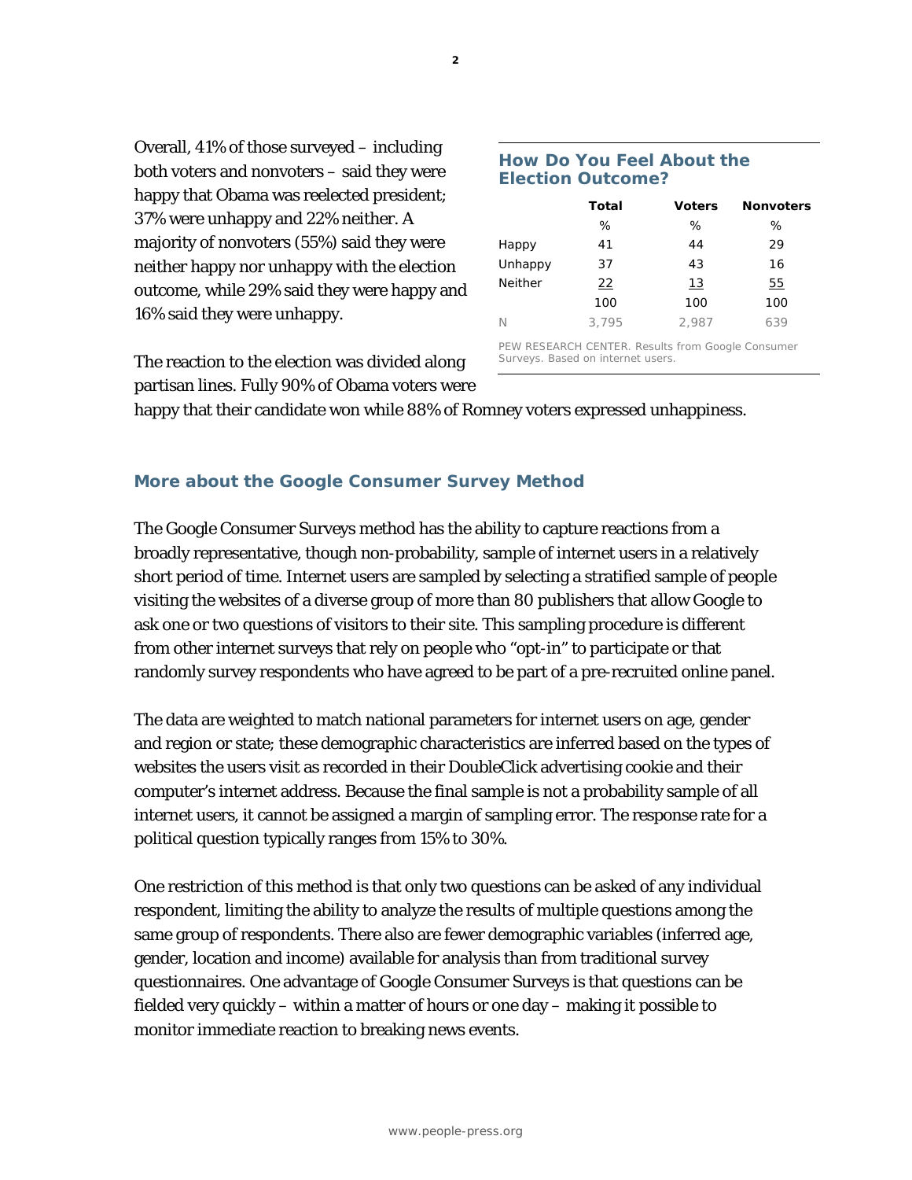Overall, 41% of those surveyed – including both voters and nonvoters – said they were happy that Obama was reelected president; 37% were unhappy and 22% neither. A majority of nonvoters (55%) said they were neither happy nor unhappy with the election outcome, while 29% said they were happy and 16% said they were unhappy.

### How Do You Feel About the Election Outcome?

| | Total | Voters | Nonvoters |
|---|---|---|---|
| | % | % | % |
| Happy | 41 | 44 | 29 |
| Unhappy | 37 | 43 | 16 |
| Neither | 22 | 13 | 55 |
| | 100 | 100 | 100 |
| N | 3,795 | 2,987 | 639 |

PEW RESEARCH CENTER. Results from Google Consumer Surveys. Based on internet users.

The reaction to the election was divided along partisan lines. Fully 90% of Obama voters were happy that their candidate won while 88% of Romney voters expressed unhappiness.

## More about the Google Consumer Survey Method

The Google Consumer Surveys method has the ability to capture reactions from a broadly representative, though non-probability, sample of internet users in a relatively short period of time. Internet users are sampled by selecting a stratified sample of people visiting the websites of a diverse group of more than 80 publishers that allow Google to ask one or two questions of visitors to their site. This sampling procedure is different from other internet surveys that rely on people who "opt-in" to participate or that randomly survey respondents who have agreed to be part of a pre-recruited online panel.

The data are weighted to match national parameters for internet users on age, gender and region or state; these demographic characteristics are inferred based on the types of websites the users visit as recorded in their DoubleClick advertising cookie and their computer's internet address. Because the final sample is not a probability sample of all internet users, it cannot be assigned a margin of sampling error. The response rate for a political question typically ranges from 15% to 30%.

One restriction of this method is that only two questions can be asked of any individual respondent, limiting the ability to analyze the results of multiple questions among the same group of respondents. There also are fewer demographic variables (inferred age, gender, location and income) available for analysis than from traditional survey questionnaires. One advantage of Google Consumer Surveys is that questions can be fielded very quickly – within a matter of hours or one day – making it possible to monitor immediate reaction to breaking news events.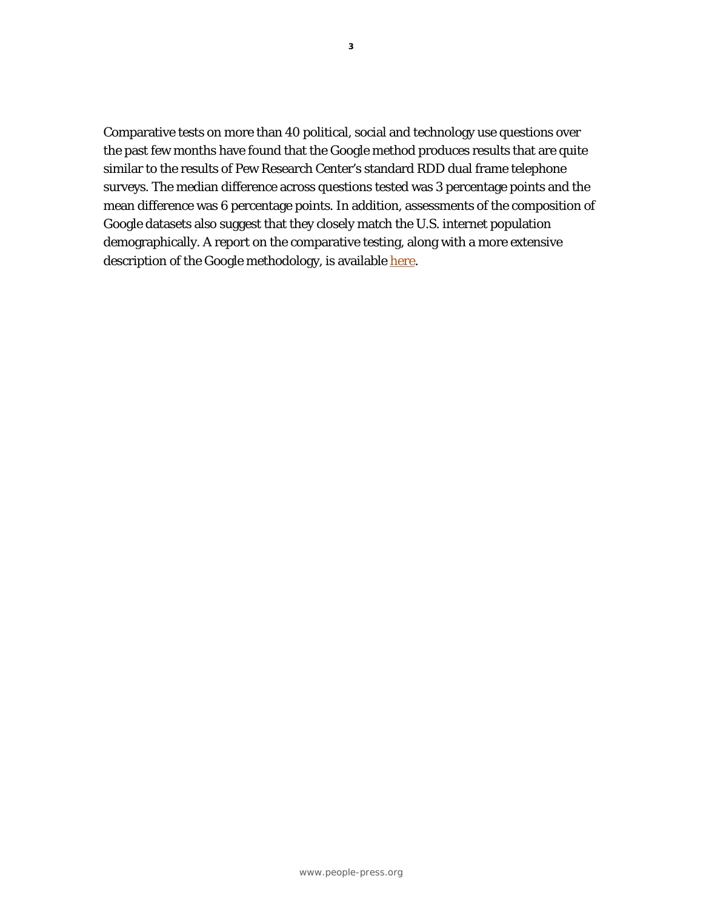Comparative tests on more than 40 political, social and technology use questions over the past few months have found that the Google method produces results that are quite similar to the results of Pew Research Center's standard RDD dual frame telephone surveys. The median difference across questions tested was 3 percentage points and the mean difference was 6 percentage points. In addition, assessments of the composition of Google datasets also suggest that they closely match the U.S. internet population demographically. A report on the comparative testing, along with a more extensive description of the Google methodology, is available here.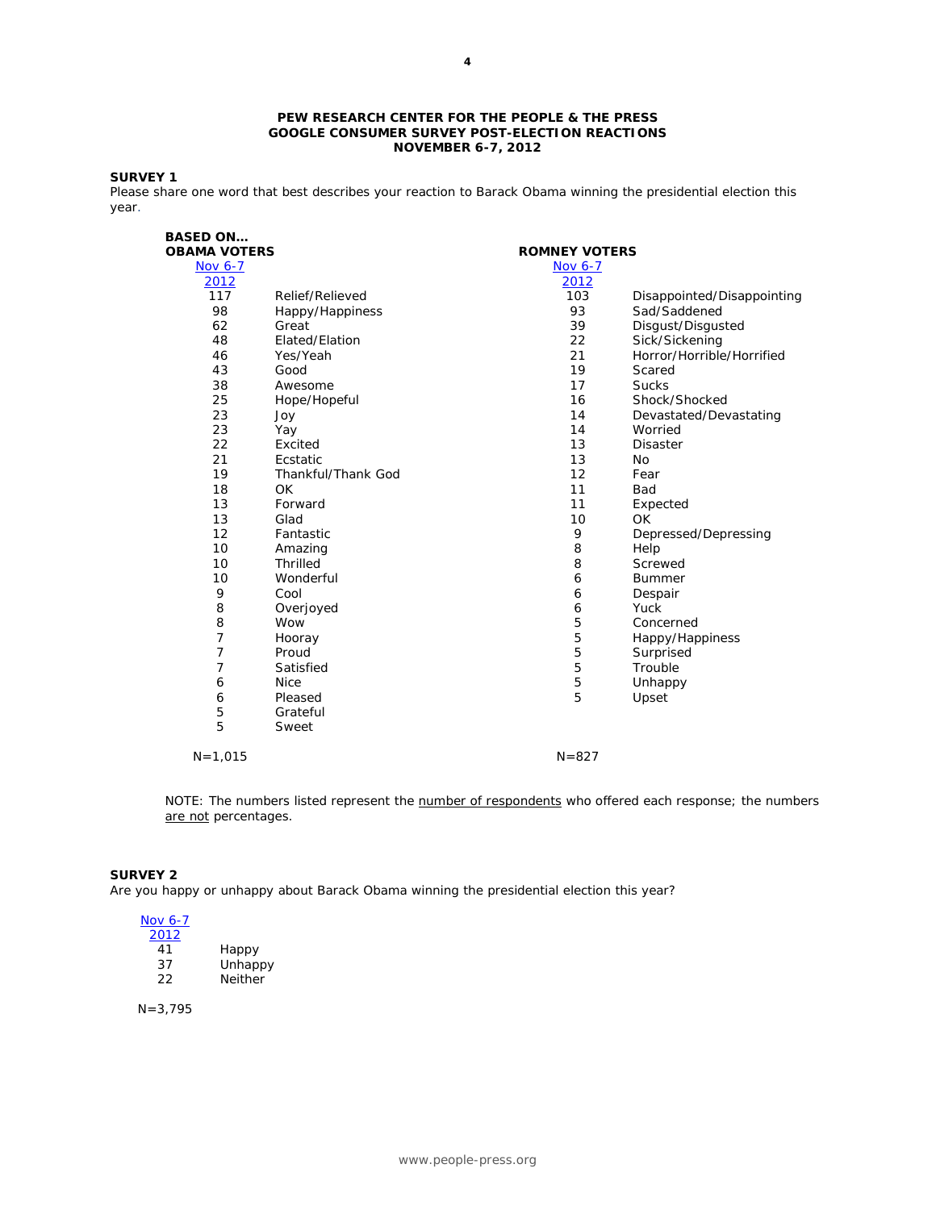**PEW RESEARCH CENTER FOR THE PEOPLE & THE PRESS**
**GOOGLE CONSUMER SURVEY POST-ELECTION REACTIONS**
**NOVEMBER 6-7, 2012**

**SURVEY 1**

Please share one word that best describes your reaction to Barack Obama winning the presidential election this year.

**BASED ON…**

| **OBAMA VOTERS** Nov 6-7 2012 | | **ROMNEY VOTERS** Nov 6-7 2012 | |
|---|---|---|---|
| 117 | Relief/Relieved | 103 | Disappointed/Disappointing |
| 98 | Happy/Happiness | 93 | Sad/Saddened |
| 62 | Great | 39 | Disgust/Disgusted |
| 48 | Elated/Elation | 22 | Sick/Sickening |
| 46 | Yes/Yeah | 21 | Horror/Horrible/Horrified |
| 43 | Good | 19 | Scared |
| 38 | Awesome | 17 | Sucks |
| 25 | Hope/Hopeful | 16 | Shock/Shocked |
| 23 | Joy | 14 | Devastated/Devastating |
| 23 | Yay | 14 | Worried |
| 22 | Excited | 13 | Disaster |
| 21 | Ecstatic | 13 | No |
| 19 | Thankful/Thank God | 12 | Fear |
| 18 | OK | 11 | Bad |
| 13 | Forward | 11 | Expected |
| 13 | Glad | 10 | OK |
| 12 | Fantastic | 9 | Depressed/Depressing |
| 10 | Amazing | 8 | Help |
| 10 | Thrilled | 8 | Screwed |
| 10 | Wonderful | 6 | Bummer |
| 9 | Cool | 6 | Despair |
| 8 | Overjoyed | 6 | Yuck |
| 8 | Wow | 5 | Concerned |
| 7 | Hooray | 5 | Happy/Happiness |
| 7 | Proud | 5 | Surprised |
| 7 | Satisfied | 5 | Trouble |
| 6 | Nice | 5 | Unhappy |
| 6 | Pleased | 5 | Upset |
| 5 | Grateful | | |
| 5 | Sweet | | |
| N=1,015 | | N=827 | |

NOTE: The numbers listed represent the number of respondents who offered each response; the numbers are not percentages.

**SURVEY 2**

Are you happy or unhappy about Barack Obama winning the presidential election this year?

| Nov 6-7 2012 | |
|---|---|
| 41 | Happy |
| 37 | Unhappy |
| 22 | Neither |

N=3,795